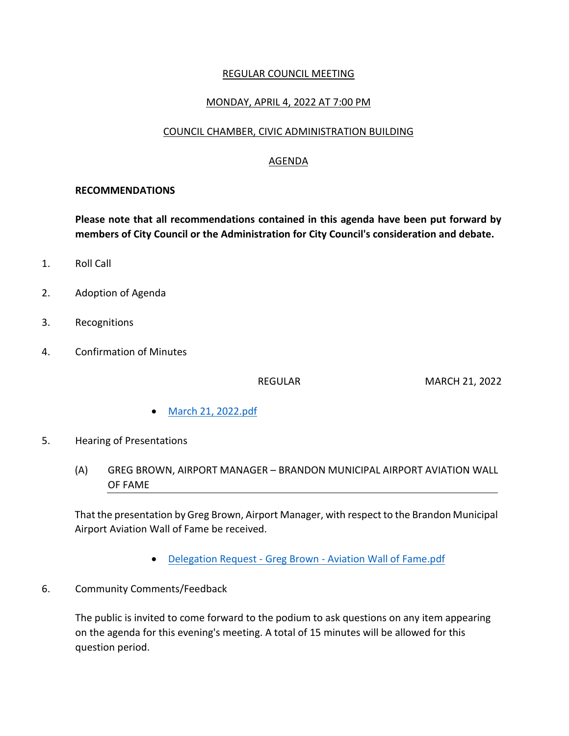REGULAR COUNCIL MEETING

MONDAY, APRIL 4, 2022 AT 7:00 PM

COUNCIL CHAMBER, CIVIC ADMINISTRATION BUILDING

AGENDA

**RECOMMENDATIONS**

**Please note that all recommendations contained in this agenda have been put forward by members of City Council or the Administration for City Council's consideration and debate.**

1. Roll Call

2. Adoption of Agenda

3. Recognitions

4. Confirmation of Minutes

REGULAR MARCH 21, 2022

- March 21, 2022.pdf

5. Hearing of Presentations

(A) GREG BROWN, AIRPORT MANAGER – BRANDON MUNICIPAL AIRPORT AVIATION WALL OF FAME

That the presentation by Greg Brown, Airport Manager, with respect to the Brandon Municipal Airport Aviation Wall of Fame be received.

- Delegation Request - Greg Brown - Aviation Wall of Fame.pdf

6. Community Comments/Feedback

The public is invited to come forward to the podium to ask questions on any item appearing on the agenda for this evening's meeting. A total of 15 minutes will be allowed for this question period.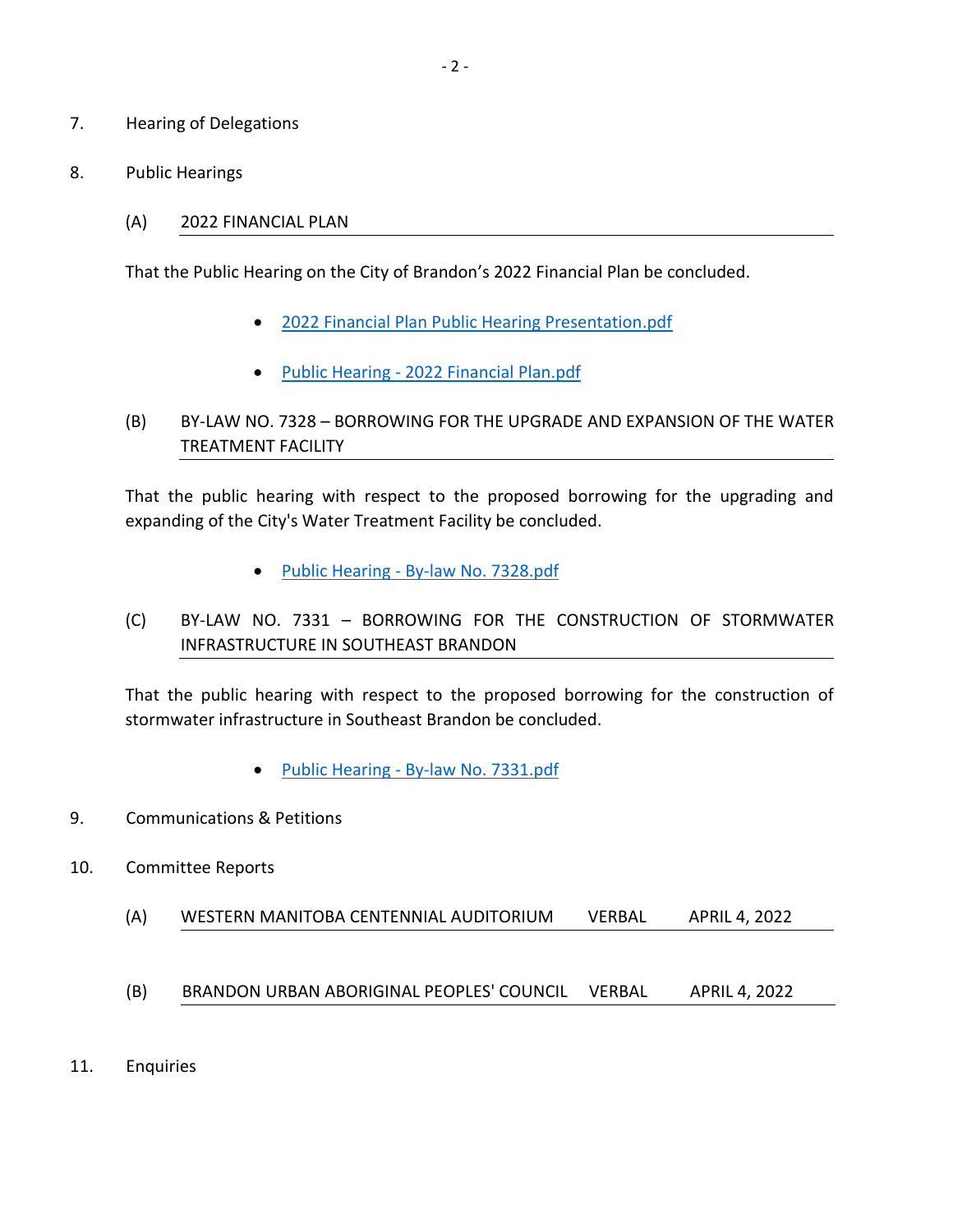7. Hearing of Delegations

8. Public Hearings

(A) 2022 FINANCIAL PLAN

That the Public Hearing on the City of Brandon's 2022 Financial Plan be concluded.

- 2022 Financial Plan Public Hearing Presentation.pdf
- Public Hearing - 2022 Financial Plan.pdf

(B) BY-LAW NO. 7328 – BORROWING FOR THE UPGRADE AND EXPANSION OF THE WATER TREATMENT FACILITY

That the public hearing with respect to the proposed borrowing for the upgrading and expanding of the City's Water Treatment Facility be concluded.

- Public Hearing - By-law No. 7328.pdf

(C) BY-LAW NO. 7331 – BORROWING FOR THE CONSTRUCTION OF STORMWATER INFRASTRUCTURE IN SOUTHEAST BRANDON

That the public hearing with respect to the proposed borrowing for the construction of stormwater infrastructure in Southeast Brandon be concluded.

- Public Hearing - By-law No. 7331.pdf

9. Communications & Petitions

10. Committee Reports

(A) WESTERN MANITOBA CENTENNIAL AUDITORIUM VERBAL APRIL 4, 2022

(B) BRANDON URBAN ABORIGINAL PEOPLES' COUNCIL VERBAL APRIL 4, 2022

11. Enquiries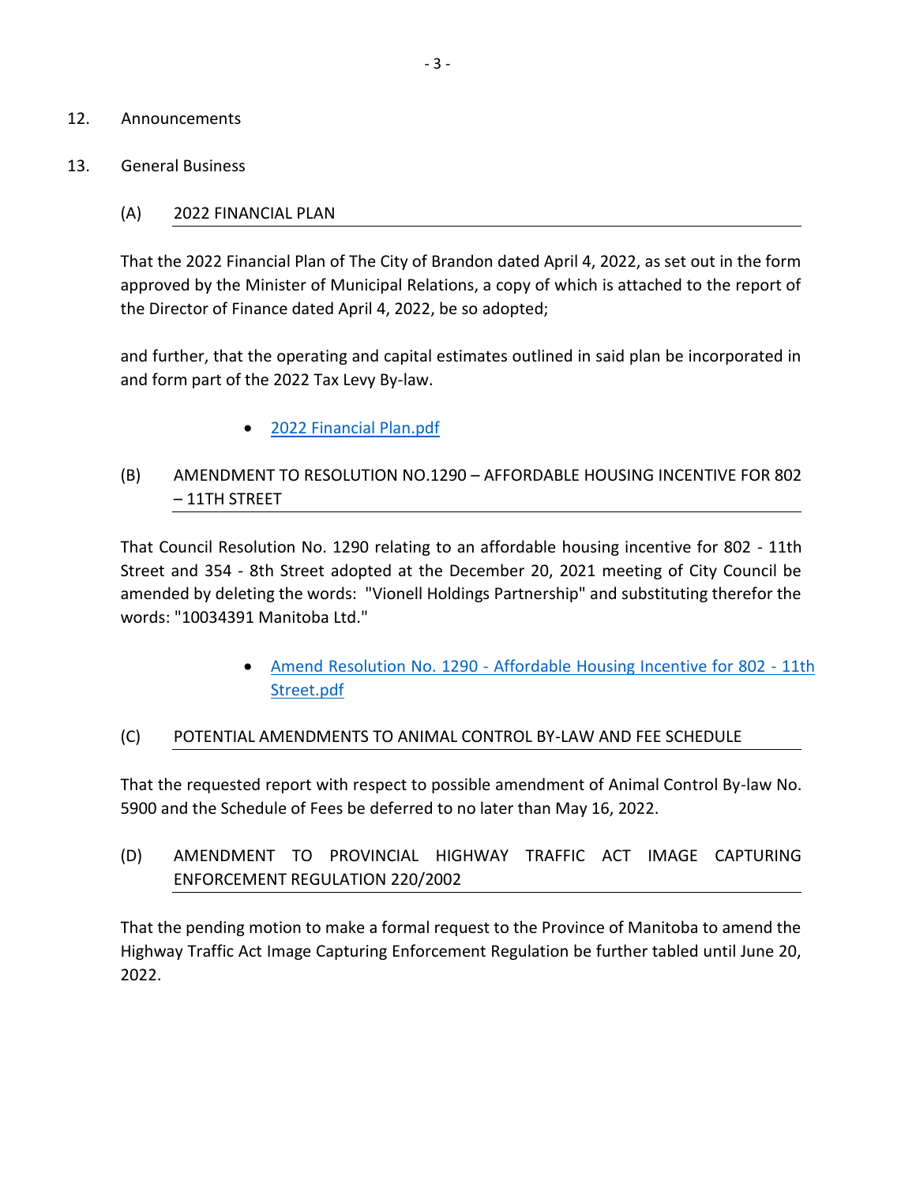12. Announcements

13. General Business

(A) 2022 FINANCIAL PLAN

That the 2022 Financial Plan of The City of Brandon dated April 4, 2022, as set out in the form approved by the Minister of Municipal Relations, a copy of which is attached to the report of the Director of Finance dated April 4, 2022, be so adopted;

and further, that the operating and capital estimates outlined in said plan be incorporated in and form part of the 2022 Tax Levy By-law.

- 2022 Financial Plan.pdf

(B) AMENDMENT TO RESOLUTION NO.1290 – AFFORDABLE HOUSING INCENTIVE FOR 802 – 11TH STREET

That Council Resolution No. 1290 relating to an affordable housing incentive for 802 - 11th Street and 354 - 8th Street adopted at the December 20, 2021 meeting of City Council be amended by deleting the words: "Vionell Holdings Partnership" and substituting therefor the words: "10034391 Manitoba Ltd."

- Amend Resolution No. 1290 - Affordable Housing Incentive for 802 - 11th Street.pdf

(C) POTENTIAL AMENDMENTS TO ANIMAL CONTROL BY-LAW AND FEE SCHEDULE

That the requested report with respect to possible amendment of Animal Control By-law No. 5900 and the Schedule of Fees be deferred to no later than May 16, 2022.

(D) AMENDMENT TO PROVINCIAL HIGHWAY TRAFFIC ACT IMAGE CAPTURING ENFORCEMENT REGULATION 220/2002

That the pending motion to make a formal request to the Province of Manitoba to amend the Highway Traffic Act Image Capturing Enforcement Regulation be further tabled until June 20, 2022.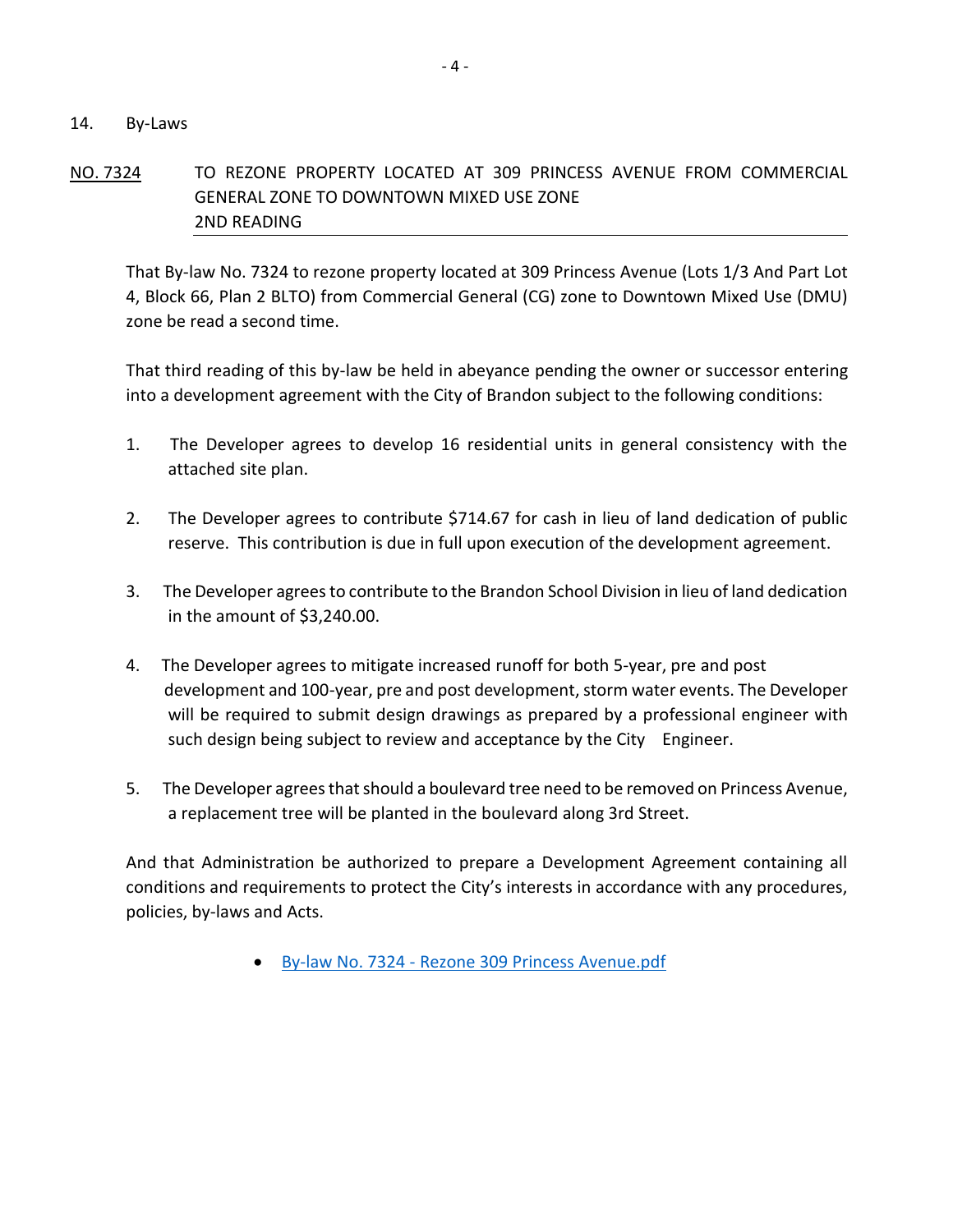## 14. By-Laws

**NO. 7324** TO REZONE PROPERTY LOCATED AT 309 PRINCESS AVENUE FROM COMMERCIAL GENERAL ZONE TO DOWNTOWN MIXED USE ZONE
2ND READING

That By-law No. 7324 to rezone property located at 309 Princess Avenue (Lots 1/3 And Part Lot 4, Block 66, Plan 2 BLTO) from Commercial General (CG) zone to Downtown Mixed Use (DMU) zone be read a second time.

That third reading of this by-law be held in abeyance pending the owner or successor entering into a development agreement with the City of Brandon subject to the following conditions:

1. The Developer agrees to develop 16 residential units in general consistency with the attached site plan.

2. The Developer agrees to contribute $714.67 for cash in lieu of land dedication of public reserve. This contribution is due in full upon execution of the development agreement.

3. The Developer agrees to contribute to the Brandon School Division in lieu of land dedication in the amount of $3,240.00.

4. The Developer agrees to mitigate increased runoff for both 5-year, pre and post development and 100-year, pre and post development, storm water events. The Developer will be required to submit design drawings as prepared by a professional engineer with such design being subject to review and acceptance by the City Engineer.

5. The Developer agrees that should a boulevard tree need to be removed on Princess Avenue, a replacement tree will be planted in the boulevard along 3rd Street.

And that Administration be authorized to prepare a Development Agreement containing all conditions and requirements to protect the City's interests in accordance with any procedures, policies, by-laws and Acts.

- By-law No. 7324 - Rezone 309 Princess Avenue.pdf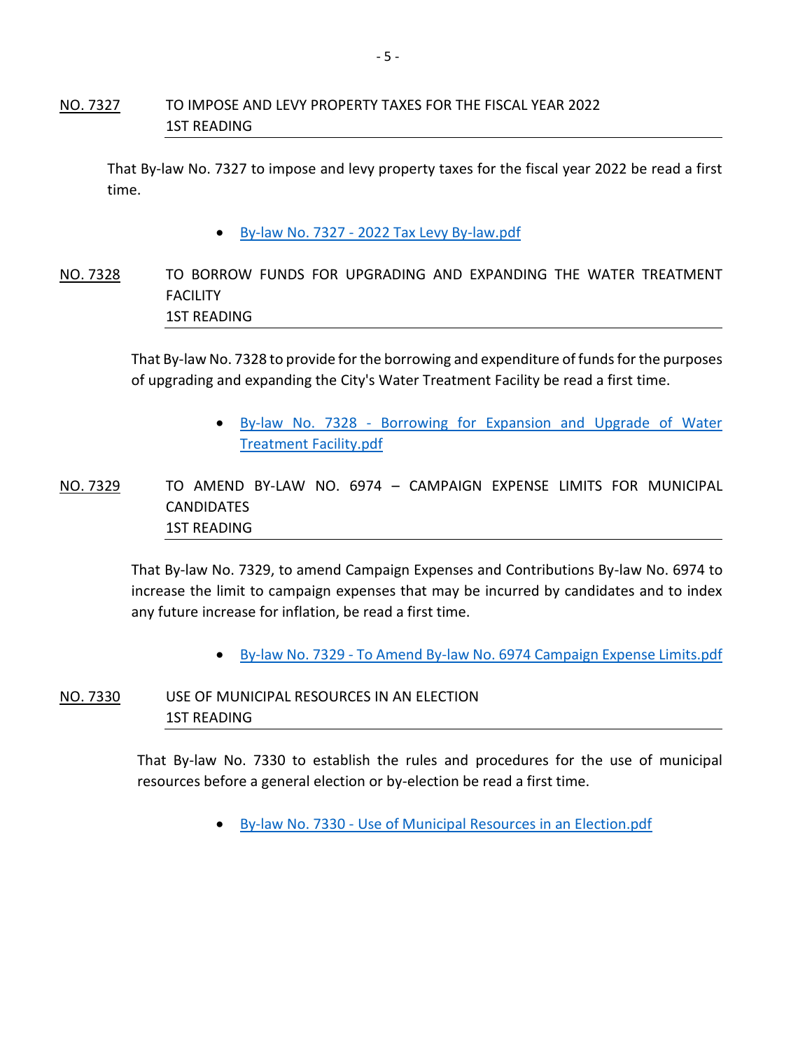**NO. 7327** TO IMPOSE AND LEVY PROPERTY TAXES FOR THE FISCAL YEAR 2022
1ST READING

That By-law No. 7327 to impose and levy property taxes for the fiscal year 2022 be read a first time.

- By-law No. 7327 - 2022 Tax Levy By-law.pdf

**NO. 7328** TO BORROW FUNDS FOR UPGRADING AND EXPANDING THE WATER TREATMENT FACILITY
1ST READING

That By-law No. 7328 to provide for the borrowing and expenditure of funds for the purposes of upgrading and expanding the City's Water Treatment Facility be read a first time.

- By-law No. 7328 - Borrowing for Expansion and Upgrade of Water Treatment Facility.pdf

**NO. 7329** TO AMEND BY-LAW NO. 6974 – CAMPAIGN EXPENSE LIMITS FOR MUNICIPAL CANDIDATES
1ST READING

That By-law No. 7329, to amend Campaign Expenses and Contributions By-law No. 6974 to increase the limit to campaign expenses that may be incurred by candidates and to index any future increase for inflation, be read a first time.

- By-law No. 7329 - To Amend By-law No. 6974 Campaign Expense Limits.pdf

**NO. 7330** USE OF MUNICIPAL RESOURCES IN AN ELECTION
1ST READING

That By-law No. 7330 to establish the rules and procedures for the use of municipal resources before a general election or by-election be read a first time.

- By-law No. 7330 - Use of Municipal Resources in an Election.pdf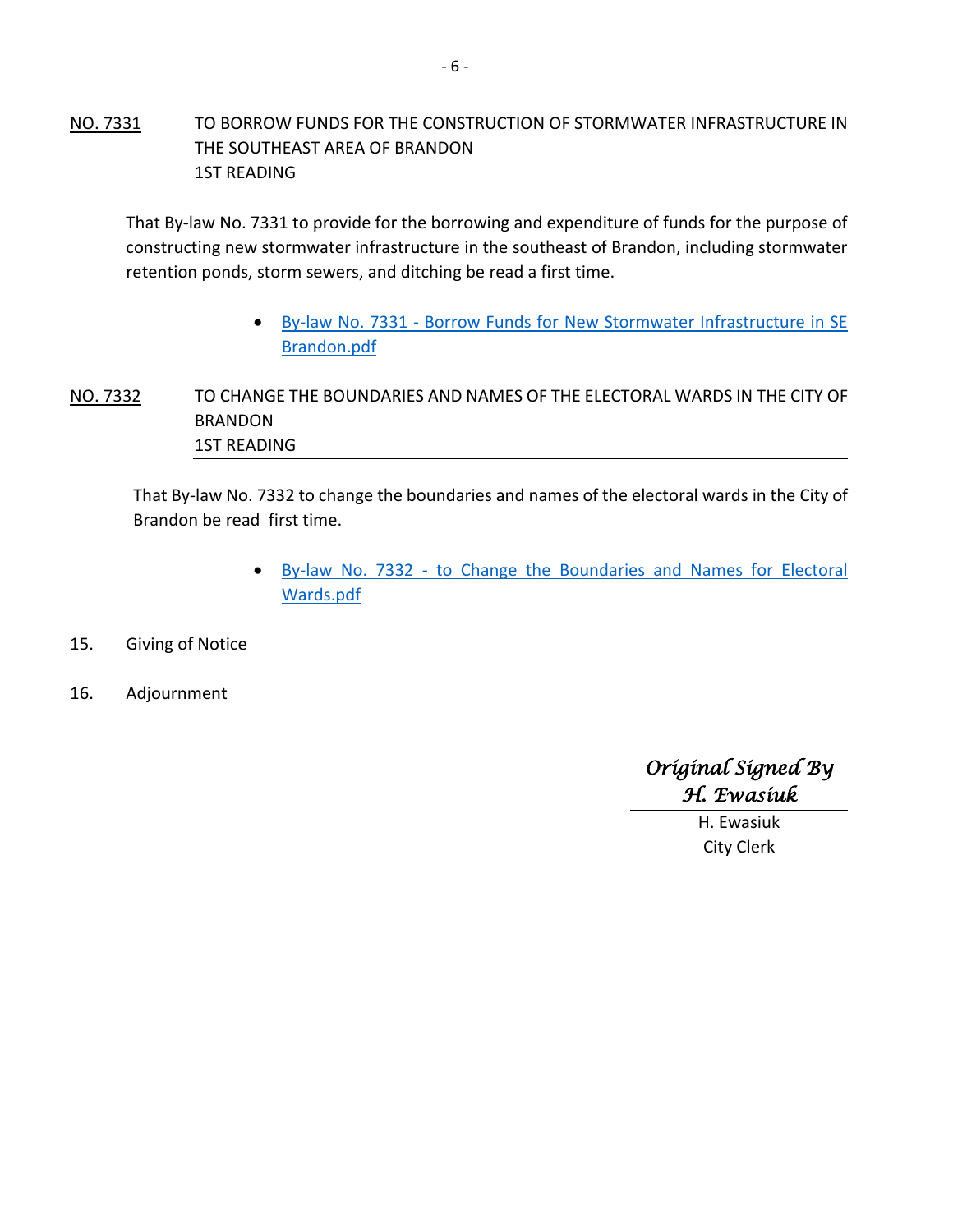<u>NO. 7331</u> TO BORROW FUNDS FOR THE CONSTRUCTION OF STORMWATER INFRASTRUCTURE IN THE SOUTHEAST AREA OF BRANDON
1ST READING

That By-law No. 7331 to provide for the borrowing and expenditure of funds for the purpose of constructing new stormwater infrastructure in the southeast of Brandon, including stormwater retention ponds, storm sewers, and ditching be read a first time.

- By-law No. 7331 - Borrow Funds for New Stormwater Infrastructure in SE Brandon.pdf

<u>NO. 7332</u> TO CHANGE THE BOUNDARIES AND NAMES OF THE ELECTORAL WARDS IN THE CITY OF BRANDON
1ST READING

That By-law No. 7332 to change the boundaries and names of the electoral wards in the City of Brandon be read first time.

- By-law No. 7332 - to Change the Boundaries and Names for Electoral Wards.pdf

15. Giving of Notice

16. Adjournment

*Original Signed By*
*H. Ewasiuk*

H. Ewasiuk
City Clerk